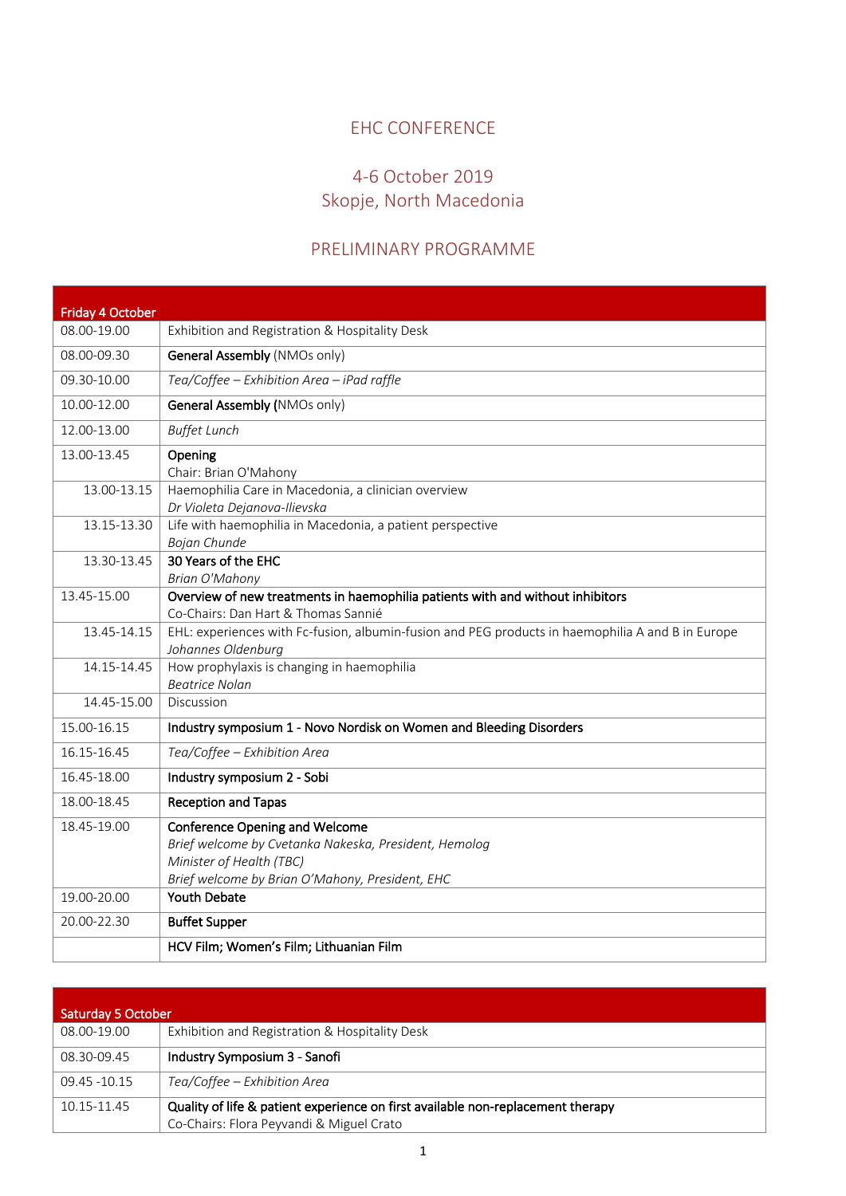# EHC CONFERENCE

## 4-6 October 2019
## Skopje, North Macedonia

## PRELIMINARY PROGRAMME

| Friday 4 October | |
|---|---|
| 08.00-19.00 | Exhibition and Registration & Hospitality Desk |
| 08.00-09.30 | **General Assembly** (NMOs only) |
| 09.30-10.00 | *Tea/Coffee – Exhibition Area – iPad raffle* |
| 10.00-12.00 | **General Assembly** (NMOs only) |
| 12.00-13.00 | *Buffet Lunch* |
| 13.00-13.45 | **Opening**<br>Chair: Brian O'Mahony |
| 13.00-13.15 | Haemophilia Care in Macedonia, a clinician overview<br>*Dr Violeta Dejanova-Ilievska* |
| 13.15-13.30 | Life with haemophilia in Macedonia, a patient perspective<br>*Bojan Chunde* |
| 13.30-13.45 | **30 Years of the EHC**<br>*Brian O'Mahony* |
| 13.45-15.00 | **Overview of new treatments in haemophilia patients with and without inhibitors**<br>Co-Chairs: Dan Hart & Thomas Sannié |
| 13.45-14.15 | EHL: experiences with Fc-fusion, albumin-fusion and PEG products in haemophilia A and B in Europe<br>*Johannes Oldenburg* |
| 14.15-14.45 | How prophylaxis is changing in haemophilia<br>*Beatrice Nolan* |
| 14.45-15.00 | Discussion |
| 15.00-16.15 | **Industry symposium 1 - Novo Nordisk on Women and Bleeding Disorders** |
| 16.15-16.45 | *Tea/Coffee – Exhibition Area* |
| 16.45-18.00 | **Industry symposium 2 - Sobi** |
| 18.00-18.45 | **Reception and Tapas** |
| 18.45-19.00 | **Conference Opening and Welcome**<br>*Brief welcome by Cvetanka Nakeska, President, Hemolog*<br>*Minister of Health (TBC)*<br>*Brief welcome by Brian O'Mahony, President, EHC* |
| 19.00-20.00 | **Youth Debate** |
| 20.00-22.30 | **Buffet Supper** |
| | **HCV Film; Women's Film; Lithuanian Film** |

| Saturday 5 October | |
|---|---|
| 08.00-19.00 | Exhibition and Registration & Hospitality Desk |
| 08.30-09.45 | **Industry Symposium 3 - Sanofi** |
| 09.45 -10.15 | *Tea/Coffee – Exhibition Area* |
| 10.15-11.45 | **Quality of life & patient experience on first available non-replacement therapy**<br>Co-Chairs: Flora Peyvandi & Miguel Crato |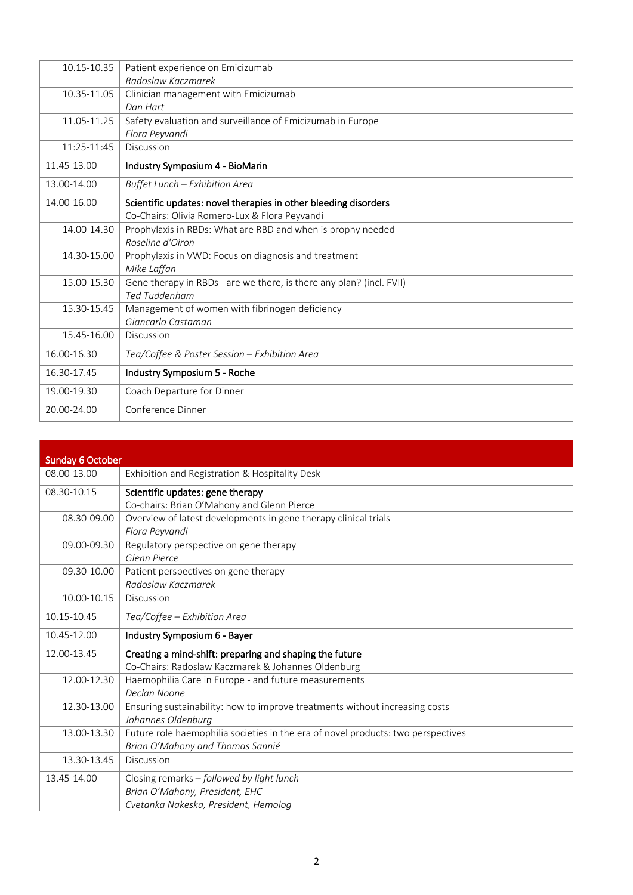| | |
|---|---|
| 10.15-10.35 | Patient experience on Emicizumab<br>*Radoslaw Kaczmarek* |
| 10.35-11.05 | Clinician management with Emicizumab<br>*Dan Hart* |
| 11.05-11.25 | Safety evaluation and surveillance of Emicizumab in Europe<br>*Flora Peyvandi* |
| 11:25-11:45 | Discussion |
| 11.45-13.00 | **Industry Symposium 4 - BioMarin** |
| 13.00-14.00 | *Buffet Lunch – Exhibition Area* |
| 14.00-16.00 | **Scientific updates: novel therapies in other bleeding disorders**<br>Co-Chairs: Olivia Romero-Lux & Flora Peyvandi |
| 14.00-14.30 | Prophylaxis in RBDs: What are RBD and when is prophy needed<br>*Roseline d'Oiron* |
| 14.30-15.00 | Prophylaxis in VWD: Focus on diagnosis and treatment<br>*Mike Laffan* |
| 15.00-15.30 | Gene therapy in RBDs - are we there, is there any plan? (incl. FVII)<br>*Ted Tuddenham* |
| 15.30-15.45 | Management of women with fibrinogen deficiency<br>*Giancarlo Castaman* |
| 15.45-16.00 | Discussion |
| 16.00-16.30 | *Tea/Coffee & Poster Session – Exhibition Area* |
| 16.30-17.45 | **Industry Symposium 5 - Roche** |
| 19.00-19.30 | Coach Departure for Dinner |
| 20.00-24.00 | Conference Dinner |

## Sunday 6 October

| | |
|---|---|
| 08.00-13.00 | Exhibition and Registration & Hospitality Desk |
| 08.30-10.15 | **Scientific updates: gene therapy**<br>Co-chairs: Brian O'Mahony and Glenn Pierce |
| 08.30-09.00 | Overview of latest developments in gene therapy clinical trials<br>*Flora Peyvandi* |
| 09.00-09.30 | Regulatory perspective on gene therapy<br>*Glenn Pierce* |
| 09.30-10.00 | Patient perspectives on gene therapy<br>*Radoslaw Kaczmarek* |
| 10.00-10.15 | Discussion |
| 10.15-10.45 | *Tea/Coffee – Exhibition Area* |
| 10.45-12.00 | **Industry Symposium 6 - Bayer** |
| 12.00-13.45 | **Creating a mind-shift: preparing and shaping the future**<br>Co-Chairs: Radoslaw Kaczmarek & Johannes Oldenburg |
| 12.00-12.30 | Haemophilia Care in Europe - and future measurements<br>*Declan Noone* |
| 12.30-13.00 | Ensuring sustainability: how to improve treatments without increasing costs<br>*Johannes Oldenburg* |
| 13.00-13.30 | Future role haemophilia societies in the era of novel products: two perspectives<br>*Brian O'Mahony and Thomas Sannié* |
| 13.30-13.45 | Discussion |
| 13.45-14.00 | Closing remarks – *followed by light lunch*<br>*Brian O'Mahony, President, EHC*<br>*Cvetanka Nakeska, President, Hemolog* |